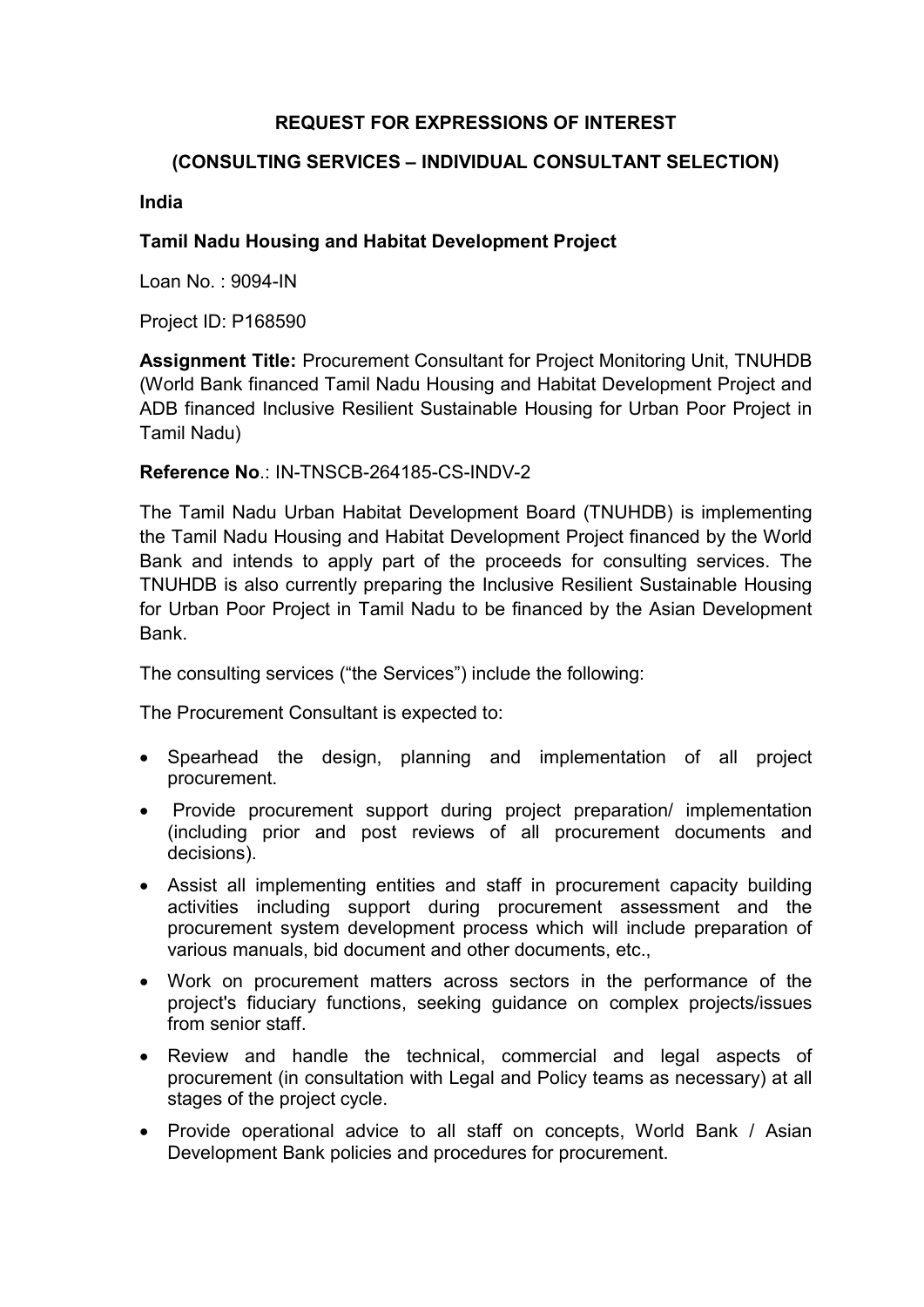**REQUEST FOR EXPRESSIONS OF INTEREST**

**(CONSULTING SERVICES – INDIVIDUAL CONSULTANT SELECTION)**

**India**

**Tamil Nadu Housing and Habitat Development Project**

Loan No. : 9094-IN

Project ID: P168590

**Assignment Title:** Procurement Consultant for Project Monitoring Unit, TNUHDB (World Bank financed Tamil Nadu Housing and Habitat Development Project and ADB financed Inclusive Resilient Sustainable Housing for Urban Poor Project in Tamil Nadu)

**Reference No**.: IN-TNSCB-264185-CS-INDV-2

The Tamil Nadu Urban Habitat Development Board (TNUHDB) is implementing the Tamil Nadu Housing and Habitat Development Project financed by the World Bank and intends to apply part of the proceeds for consulting services. The TNUHDB is also currently preparing the Inclusive Resilient Sustainable Housing for Urban Poor Project in Tamil Nadu to be financed by the Asian Development Bank.

The consulting services ("the Services") include the following:

The Procurement Consultant is expected to:

- Spearhead the design, planning and implementation of all project procurement.
- Provide procurement support during project preparation/ implementation (including prior and post reviews of all procurement documents and decisions).
- Assist all implementing entities and staff in procurement capacity building activities including support during procurement assessment and the procurement system development process which will include preparation of various manuals, bid document and other documents, etc.,
- Work on procurement matters across sectors in the performance of the project's fiduciary functions, seeking guidance on complex projects/issues from senior staff.
- Review and handle the technical, commercial and legal aspects of procurement (in consultation with Legal and Policy teams as necessary) at all stages of the project cycle.
- Provide operational advice to all staff on concepts, World Bank / Asian Development Bank policies and procedures for procurement.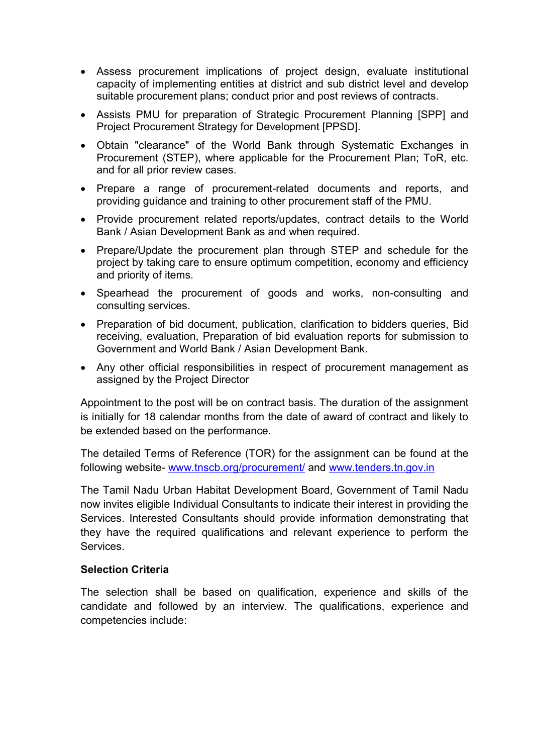- Assess procurement implications of project design, evaluate institutional capacity of implementing entities at district and sub district level and develop suitable procurement plans; conduct prior and post reviews of contracts.
- Assists PMU for preparation of Strategic Procurement Planning [SPP] and Project Procurement Strategy for Development [PPSD].
- Obtain "clearance" of the World Bank through Systematic Exchanges in Procurement (STEP), where applicable for the Procurement Plan; ToR, etc. and for all prior review cases.
- Prepare a range of procurement-related documents and reports, and providing guidance and training to other procurement staff of the PMU.
- Provide procurement related reports/updates, contract details to the World Bank / Asian Development Bank as and when required.
- Prepare/Update the procurement plan through STEP and schedule for the project by taking care to ensure optimum competition, economy and efficiency and priority of items.
- Spearhead the procurement of goods and works, non-consulting and consulting services.
- Preparation of bid document, publication, clarification to bidders queries, Bid receiving, evaluation, Preparation of bid evaluation reports for submission to Government and World Bank / Asian Development Bank.
- Any other official responsibilities in respect of procurement management as assigned by the Project Director

Appointment to the post will be on contract basis. The duration of the assignment is initially for 18 calendar months from the date of award of contract and likely to be extended based on the performance.

The detailed Terms of Reference (TOR) for the assignment can be found at the following website- [www.tnscb.org/procurement/](www.tnscb.org/procurement/) and [www.tenders.tn.gov.in](www.tenders.tn.gov.in)

The Tamil Nadu Urban Habitat Development Board, Government of Tamil Nadu now invites eligible Individual Consultants to indicate their interest in providing the Services. Interested Consultants should provide information demonstrating that they have the required qualifications and relevant experience to perform the Services.

**Selection Criteria**

The selection shall be based on qualification, experience and skills of the candidate and followed by an interview. The qualifications, experience and competencies include: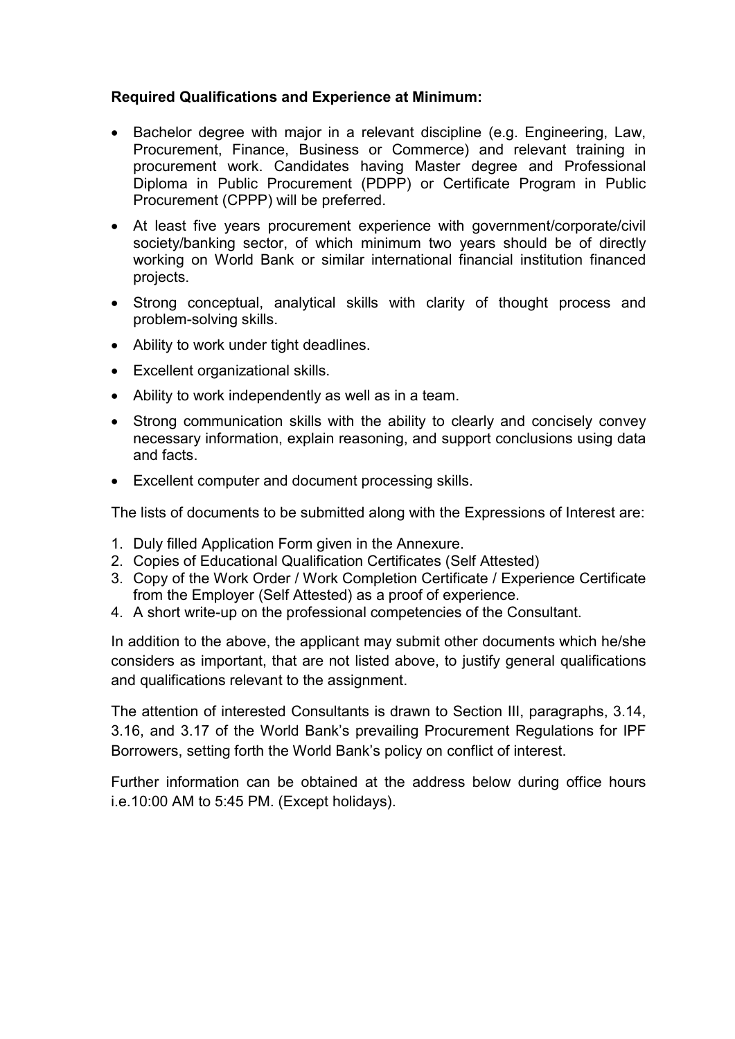**Required Qualifications and Experience at Minimum:**

- Bachelor degree with major in a relevant discipline (e.g. Engineering, Law, Procurement, Finance, Business or Commerce) and relevant training in procurement work. Candidates having Master degree and Professional Diploma in Public Procurement (PDPP) or Certificate Program in Public Procurement (CPPP) will be preferred.
- At least five years procurement experience with government/corporate/civil society/banking sector, of which minimum two years should be of directly working on World Bank or similar international financial institution financed projects.
- Strong conceptual, analytical skills with clarity of thought process and problem-solving skills.
- Ability to work under tight deadlines.
- Excellent organizational skills.
- Ability to work independently as well as in a team.
- Strong communication skills with the ability to clearly and concisely convey necessary information, explain reasoning, and support conclusions using data and facts.
- Excellent computer and document processing skills.

The lists of documents to be submitted along with the Expressions of Interest are:

1. Duly filled Application Form given in the Annexure.
2. Copies of Educational Qualification Certificates (Self Attested)
3. Copy of the Work Order / Work Completion Certificate / Experience Certificate from the Employer (Self Attested) as a proof of experience.
4. A short write-up on the professional competencies of the Consultant.

In addition to the above, the applicant may submit other documents which he/she considers as important, that are not listed above, to justify general qualifications and qualifications relevant to the assignment.

The attention of interested Consultants is drawn to Section III, paragraphs, 3.14, 3.16, and 3.17 of the World Bank's prevailing Procurement Regulations for IPF Borrowers, setting forth the World Bank's policy on conflict of interest.

Further information can be obtained at the address below during office hours i.e.10:00 AM to 5:45 PM. (Except holidays).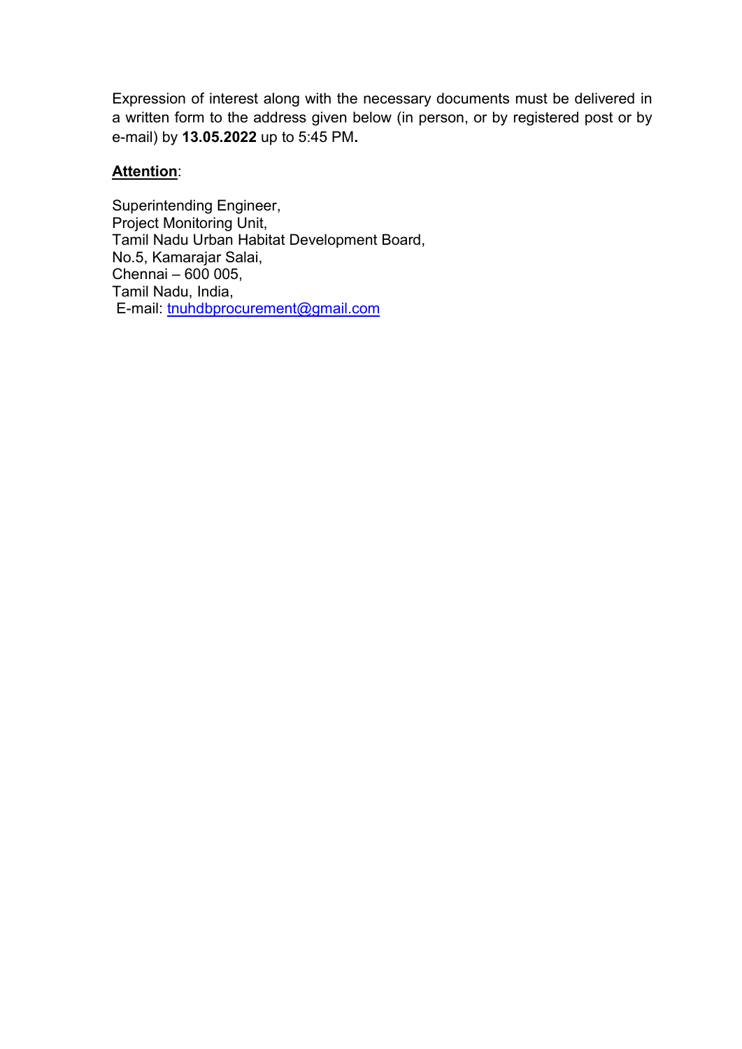Expression of interest along with the necessary documents must be delivered in a written form to the address given below (in person, or by registered post or by e-mail) by **13.05.2022** up to 5:45 PM**.**

**Attention**:

Superintending Engineer,  
Project Monitoring Unit,  
Tamil Nadu Urban Habitat Development Board,  
No.5, Kamarajar Salai,  
Chennai – 600 005,  
Tamil Nadu, India,  
E-mail: tnuhdbprocurement@gmail.com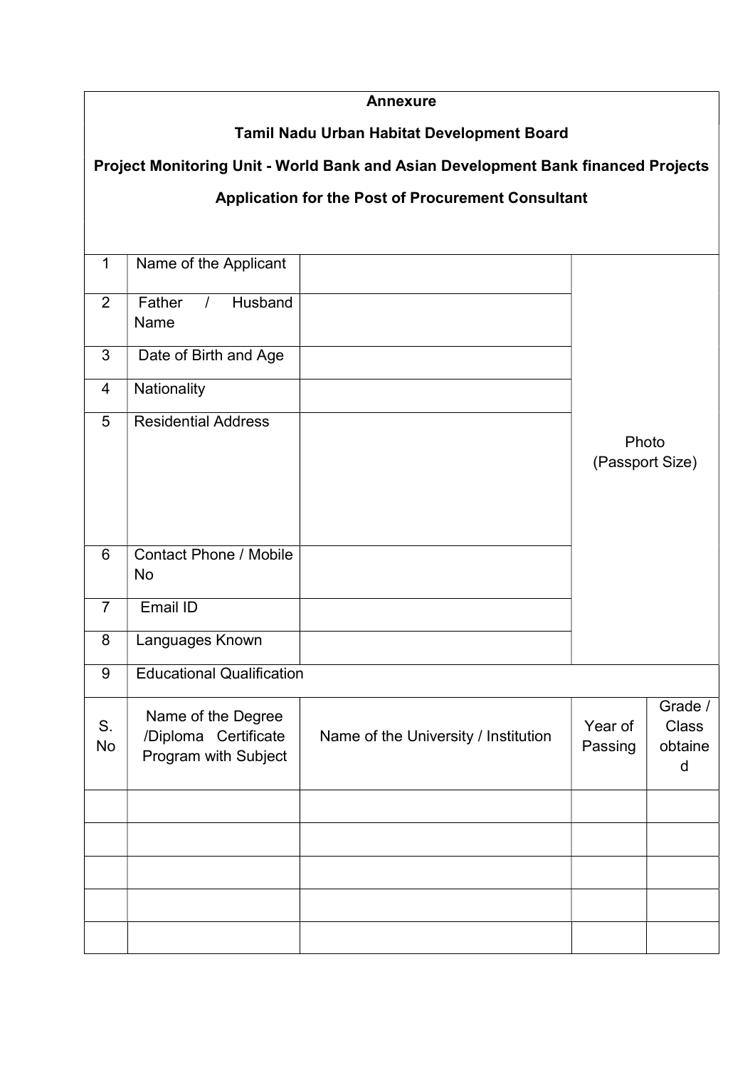**Annexure**

**Tamil Nadu Urban Habitat Development Board**

**Project Monitoring Unit - World Bank and Asian Development Bank financed Projects**

**Application for the Post of Procurement Consultant**

| | | | |
|---|---|---|---|
| 1 | Name of the Applicant | | Photo (Passport Size) |
| 2 | Father / Husband Name | | |
| 3 | Date of Birth and Age | | |
| 4 | Nationality | | |
| 5 | Residential Address | | |
| 6 | Contact Phone / Mobile No | | |
| 7 | Email ID | | |
| 8 | Languages Known | | |
| 9 | Educational Qualification | | |

| S. No | Name of the Degree /Diploma Certificate Program with Subject | Name of the University / Institution | Year of Passing | Grade / Class obtained |
|---|---|---|---|---|
| | | | | |
| | | | | |
| | | | | |
| | | | | |
| | | | | |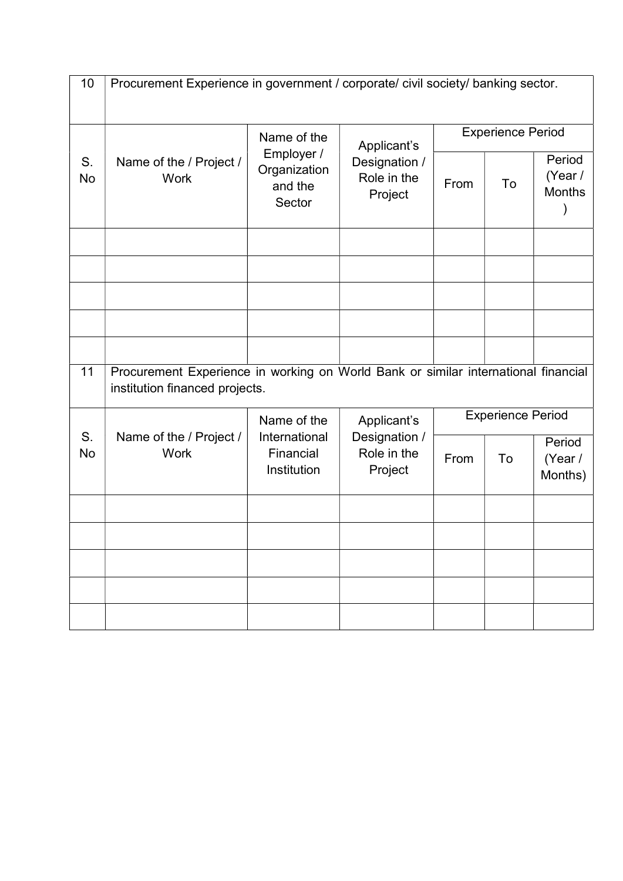| 10 | Procurement Experience in government / corporate/ civil society/ banking sector. | | | | | |
|---|---|---|---|---|---|---|
| S. No | Name of the / Project / Work | Name of the Employer / Organization and the Sector | Applicant's Designation / Role in the Project | Experience Period | | |
| | | | | From | To | Period (Year / Months ) |
| | | | | | | |
| | | | | | | |
| | | | | | | |
| | | | | | | |
| | | | | | | |

| 11 | Procurement Experience in working on World Bank or similar international financial institution financed projects. | | | | | |
|---|---|---|---|---|---|---|
| S. No | Name of the / Project / Work | Name of the International Financial Institution | Applicant's Designation / Role in the Project | Experience Period | | |
| | | | | From | To | Period (Year / Months) |
| | | | | | | |
| | | | | | | |
| | | | | | | |
| | | | | | | |
| | | | | | | |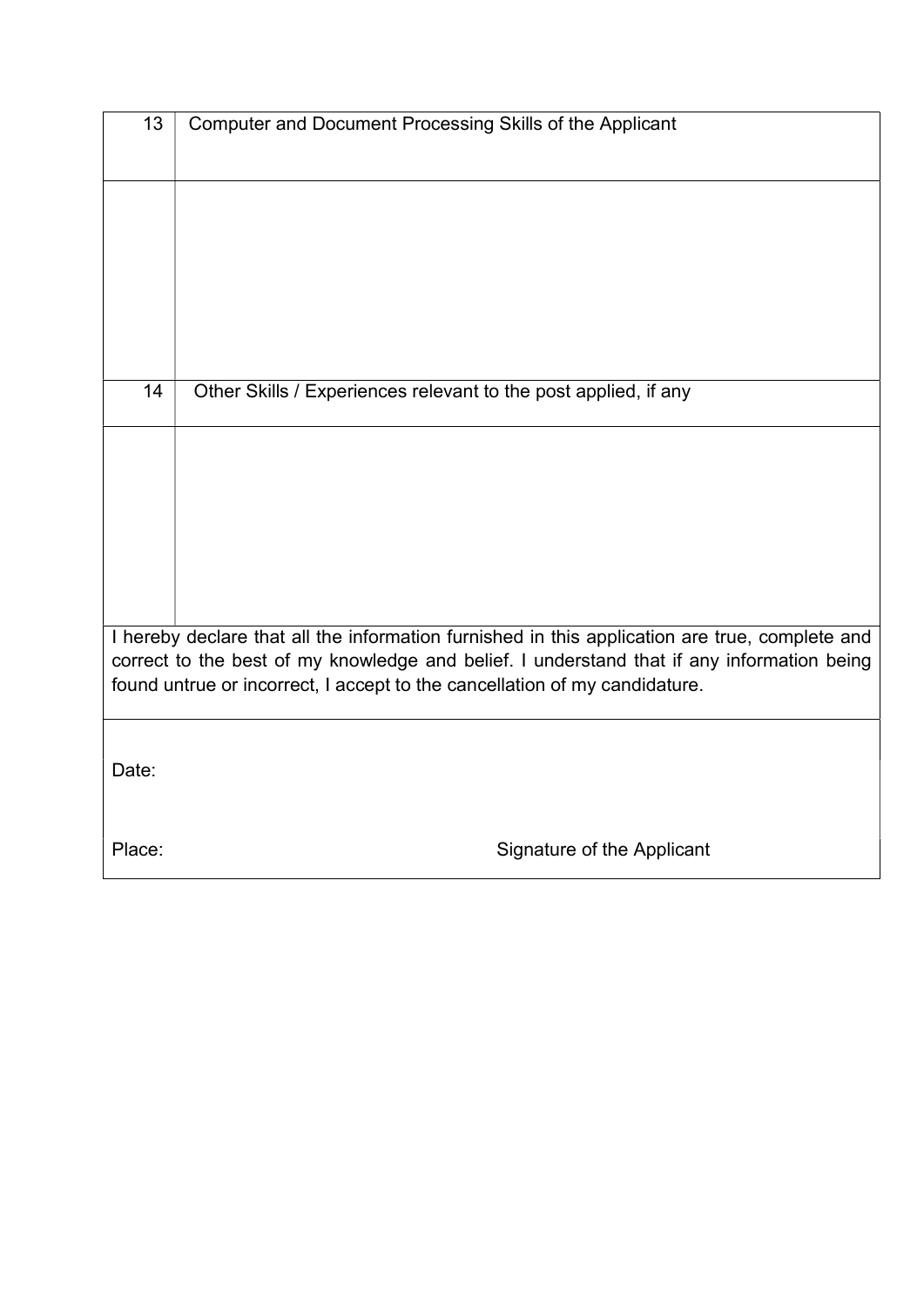| | |
|---|---|
| 13 | Computer and Document Processing Skills of the Applicant |
| | |
| 14 | Other Skills / Experiences relevant to the post applied, if any |
| | |

I hereby declare that all the information furnished in this application are true, complete and correct to the best of my knowledge and belief. I understand that if any information being found untrue or incorrect, I accept to the cancellation of my candidature.

Date:

Place: Signature of the Applicant